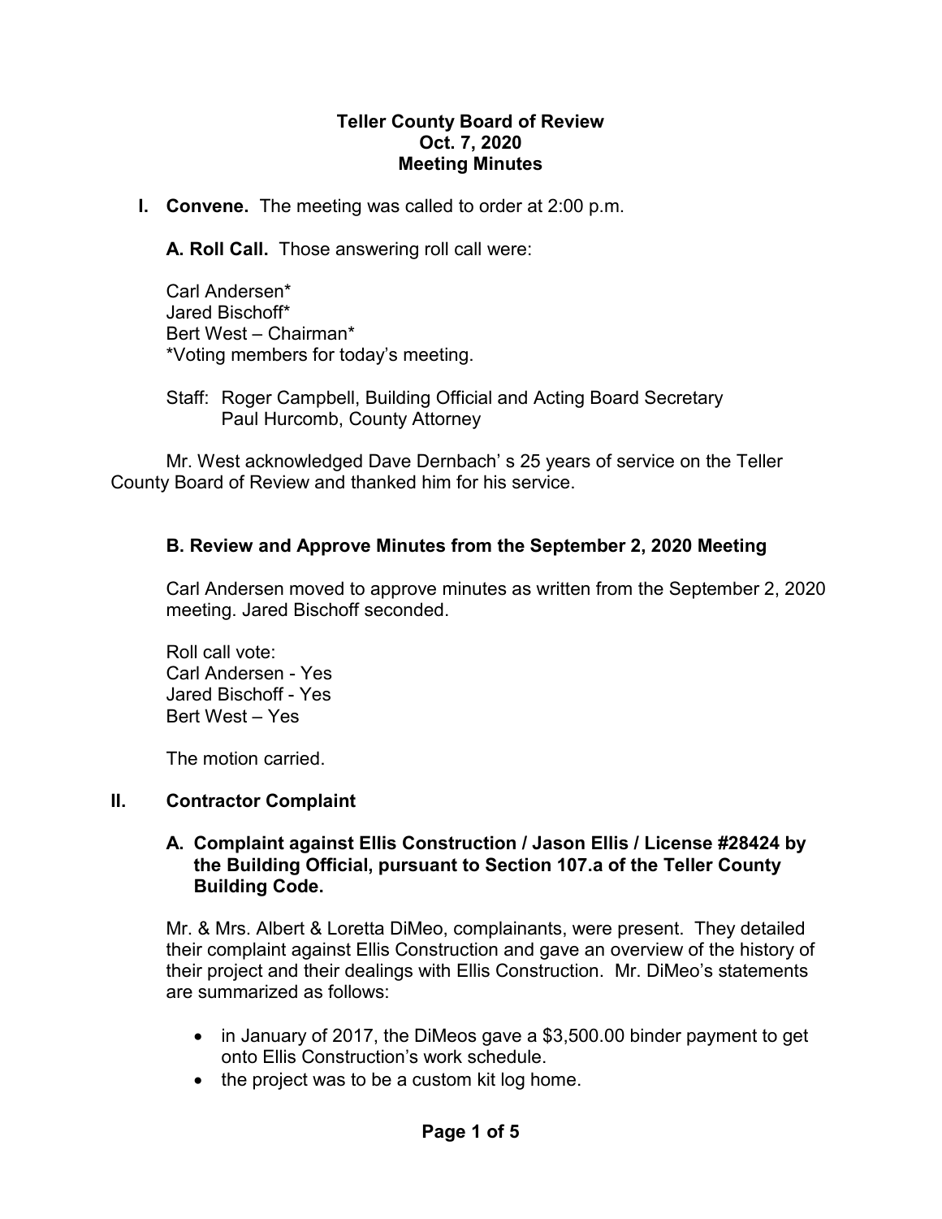# Teller County Board of Review
## Oct. 7, 2020
## Meeting Minutes

**I. Convene.** The meeting was called to order at 2:00 p.m.

**A. Roll Call.** Those answering roll call were:

Carl Andersen*
Jared Bischoff*
Bert West – Chairman*
*Voting members for today's meeting.

Staff: Roger Campbell, Building Official and Acting Board Secretary
Paul Hurcomb, County Attorney

Mr. West acknowledged Dave Dernbach' s 25 years of service on the Teller County Board of Review and thanked him for his service.

### B. Review and Approve Minutes from the September 2, 2020 Meeting

Carl Andersen moved to approve minutes as written from the September 2, 2020 meeting. Jared Bischoff seconded.

Roll call vote:
Carl Andersen - Yes
Jared Bischoff - Yes
Bert West – Yes

The motion carried.

## II. Contractor Complaint

### A. Complaint against Ellis Construction / Jason Ellis / License #28424 by the Building Official, pursuant to Section 107.a of the Teller County Building Code.

Mr. & Mrs. Albert & Loretta DiMeo, complainants, were present. They detailed their complaint against Ellis Construction and gave an overview of the history of their project and their dealings with Ellis Construction. Mr. DiMeo's statements are summarized as follows:

- in January of 2017, the DiMeos gave a $3,500.00 binder payment to get onto Ellis Construction's work schedule.
- the project was to be a custom kit log home.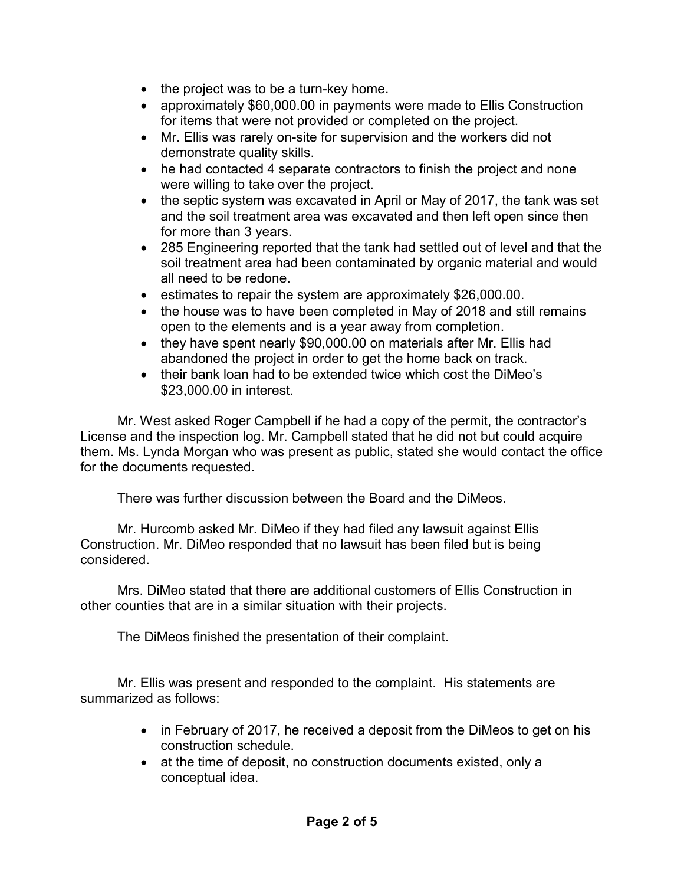- the project was to be a turn-key home.
- approximately $60,000.00 in payments were made to Ellis Construction for items that were not provided or completed on the project.
- Mr. Ellis was rarely on-site for supervision and the workers did not demonstrate quality skills.
- he had contacted 4 separate contractors to finish the project and none were willing to take over the project.
- the septic system was excavated in April or May of 2017, the tank was set and the soil treatment area was excavated and then left open since then for more than 3 years.
- 285 Engineering reported that the tank had settled out of level and that the soil treatment area had been contaminated by organic material and would all need to be redone.
- estimates to repair the system are approximately $26,000.00.
- the house was to have been completed in May of 2018 and still remains open to the elements and is a year away from completion.
- they have spent nearly $90,000.00 on materials after Mr. Ellis had abandoned the project in order to get the home back on track.
- their bank loan had to be extended twice which cost the DiMeo's $23,000.00 in interest.

Mr. West asked Roger Campbell if he had a copy of the permit, the contractor's License and the inspection log. Mr. Campbell stated that he did not but could acquire them. Ms. Lynda Morgan who was present as public, stated she would contact the office for the documents requested.

There was further discussion between the Board and the DiMeos.

Mr. Hurcomb asked Mr. DiMeo if they had filed any lawsuit against Ellis Construction. Mr. DiMeo responded that no lawsuit has been filed but is being considered.

Mrs. DiMeo stated that there are additional customers of Ellis Construction in other counties that are in a similar situation with their projects.

The DiMeos finished the presentation of their complaint.

Mr. Ellis was present and responded to the complaint. His statements are summarized as follows:

- in February of 2017, he received a deposit from the DiMeos to get on his construction schedule.
- at the time of deposit, no construction documents existed, only a conceptual idea.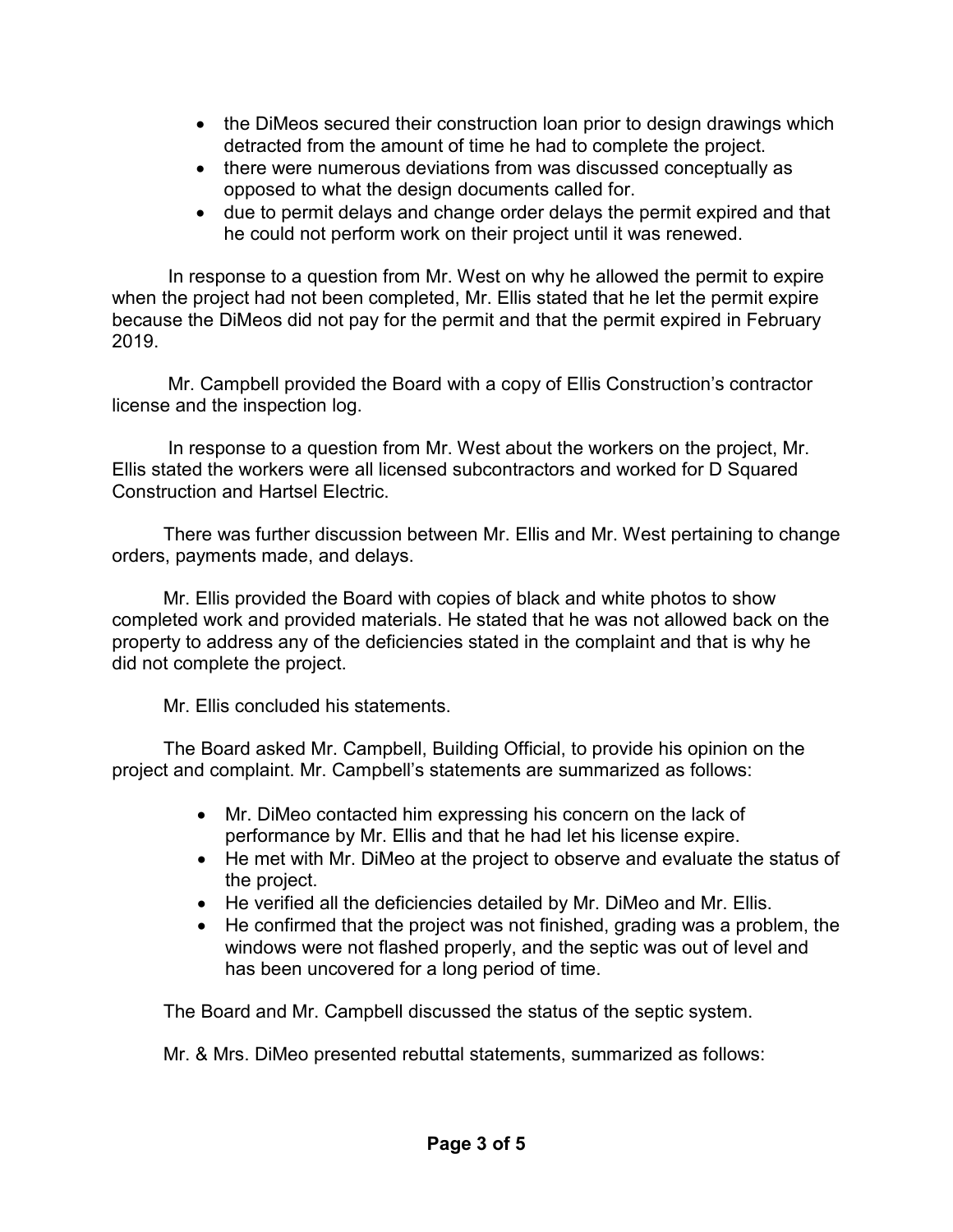- the DiMeos secured their construction loan prior to design drawings which detracted from the amount of time he had to complete the project.
- there were numerous deviations from was discussed conceptually as opposed to what the design documents called for.
- due to permit delays and change order delays the permit expired and that he could not perform work on their project until it was renewed.

In response to a question from Mr. West on why he allowed the permit to expire when the project had not been completed, Mr. Ellis stated that he let the permit expire because the DiMeos did not pay for the permit and that the permit expired in February 2019.

Mr. Campbell provided the Board with a copy of Ellis Construction's contractor license and the inspection log.

In response to a question from Mr. West about the workers on the project, Mr. Ellis stated the workers were all licensed subcontractors and worked for D Squared Construction and Hartsel Electric.

There was further discussion between Mr. Ellis and Mr. West pertaining to change orders, payments made, and delays.

Mr. Ellis provided the Board with copies of black and white photos to show completed work and provided materials. He stated that he was not allowed back on the property to address any of the deficiencies stated in the complaint and that is why he did not complete the project.

Mr. Ellis concluded his statements.

The Board asked Mr. Campbell, Building Official, to provide his opinion on the project and complaint. Mr. Campbell's statements are summarized as follows:

- Mr. DiMeo contacted him expressing his concern on the lack of performance by Mr. Ellis and that he had let his license expire.
- He met with Mr. DiMeo at the project to observe and evaluate the status of the project.
- He verified all the deficiencies detailed by Mr. DiMeo and Mr. Ellis.
- He confirmed that the project was not finished, grading was a problem, the windows were not flashed properly, and the septic was out of level and has been uncovered for a long period of time.

The Board and Mr. Campbell discussed the status of the septic system.

Mr. & Mrs. DiMeo presented rebuttal statements, summarized as follows: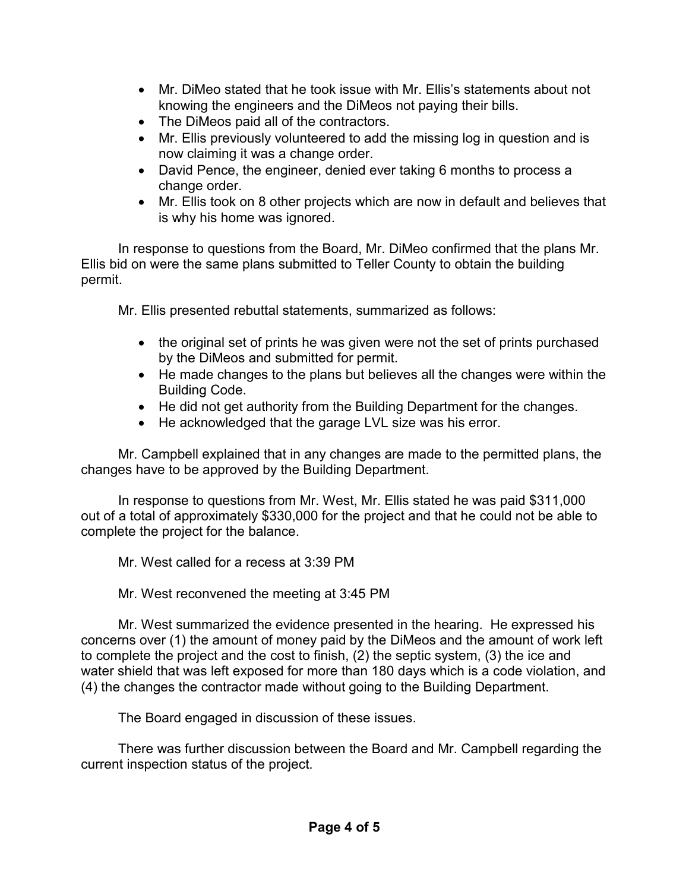- Mr. DiMeo stated that he took issue with Mr. Ellis's statements about not knowing the engineers and the DiMeos not paying their bills.
- The DiMeos paid all of the contractors.
- Mr. Ellis previously volunteered to add the missing log in question and is now claiming it was a change order.
- David Pence, the engineer, denied ever taking 6 months to process a change order.
- Mr. Ellis took on 8 other projects which are now in default and believes that is why his home was ignored.

In response to questions from the Board, Mr. DiMeo confirmed that the plans Mr. Ellis bid on were the same plans submitted to Teller County to obtain the building permit.

Mr. Ellis presented rebuttal statements, summarized as follows:

- the original set of prints he was given were not the set of prints purchased by the DiMeos and submitted for permit.
- He made changes to the plans but believes all the changes were within the Building Code.
- He did not get authority from the Building Department for the changes.
- He acknowledged that the garage LVL size was his error.

Mr. Campbell explained that in any changes are made to the permitted plans, the changes have to be approved by the Building Department.

In response to questions from Mr. West, Mr. Ellis stated he was paid $311,000 out of a total of approximately $330,000 for the project and that he could not be able to complete the project for the balance.

Mr. West called for a recess at 3:39 PM

Mr. West reconvened the meeting at 3:45 PM

Mr. West summarized the evidence presented in the hearing. He expressed his concerns over (1) the amount of money paid by the DiMeos and the amount of work left to complete the project and the cost to finish, (2) the septic system, (3) the ice and water shield that was left exposed for more than 180 days which is a code violation, and (4) the changes the contractor made without going to the Building Department.

The Board engaged in discussion of these issues.

There was further discussion between the Board and Mr. Campbell regarding the current inspection status of the project.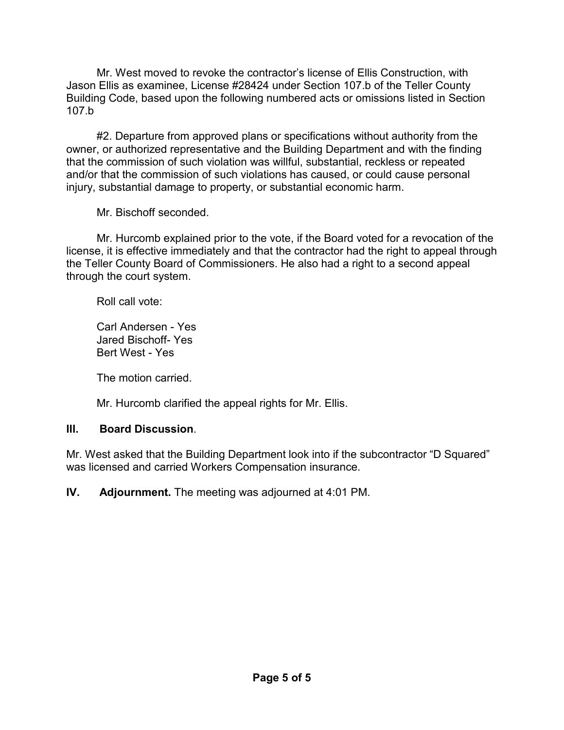Mr. West moved to revoke the contractor's license of Ellis Construction, with Jason Ellis as examinee, License #28424 under Section 107.b of the Teller County Building Code, based upon the following numbered acts or omissions listed in Section 107.b

#2. Departure from approved plans or specifications without authority from the owner, or authorized representative and the Building Department and with the finding that the commission of such violation was willful, substantial, reckless or repeated and/or that the commission of such violations has caused, or could cause personal injury, substantial damage to property, or substantial economic harm.

Mr. Bischoff seconded.

Mr. Hurcomb explained prior to the vote, if the Board voted for a revocation of the license, it is effective immediately and that the contractor had the right to appeal through the Teller County Board of Commissioners. He also had a right to a second appeal through the court system.

Roll call vote:

Carl Andersen - Yes
Jared Bischoff- Yes
Bert West - Yes

The motion carried.

Mr. Hurcomb clarified the appeal rights for Mr. Ellis.

## III. Board Discussion.

Mr. West asked that the Building Department look into if the subcontractor "D Squared" was licensed and carried Workers Compensation insurance.

**IV. Adjournment.** The meeting was adjourned at 4:01 PM.